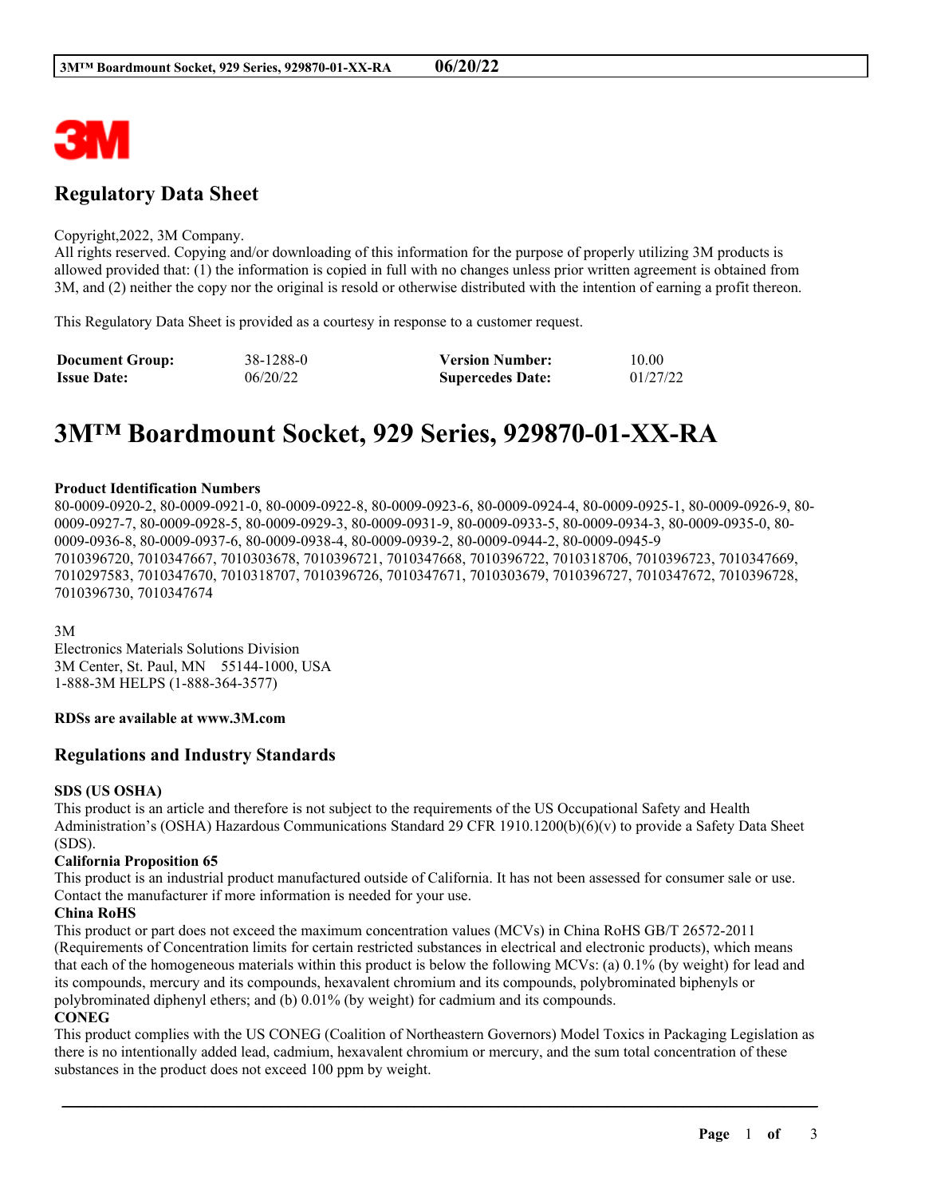# Regulatory Data Sheet

Copyright,2022, 3M Company.
All rights reserved. Copying and/or downloading of this information for the purpose of properly utilizing 3M products is allowed provided that: (1) the information is copied in full with no changes unless prior written agreement is obtained from 3M, and (2) neither the copy nor the original is resold or otherwise distributed with the intention of earning a profit thereon.

This Regulatory Data Sheet is provided as a courtesy in response to a customer request.

| | | | |
|---|---|---|---|
| **Document Group:** | 38-1288-0 | **Version Number:** | 10.00 |
| **Issue Date:** | 06/20/22 | **Supercedes Date:** | 01/27/22 |

# 3M™ Boardmount Socket, 929 Series, 929870-01-XX-RA

**Product Identification Numbers**
80-0009-0920-2, 80-0009-0921-0, 80-0009-0922-8, 80-0009-0923-6, 80-0009-0924-4, 80-0009-0925-1, 80-0009-0926-9, 80-0009-0927-7, 80-0009-0928-5, 80-0009-0929-3, 80-0009-0931-9, 80-0009-0933-5, 80-0009-0934-3, 80-0009-0935-0, 80-0009-0936-8, 80-0009-0937-6, 80-0009-0938-4, 80-0009-0939-2, 80-0009-0944-2, 80-0009-0945-9
7010396720, 7010347667, 7010303678, 7010396721, 7010347668, 7010396722, 7010318706, 7010396723, 7010347669, 7010297583, 7010347670, 7010318707, 7010396726, 7010347671, 7010303679, 7010396727, 7010347672, 7010396728, 7010396730, 7010347674

3M
Electronics Materials Solutions Division
3M Center, St. Paul, MN 55144-1000, USA
1-888-3M HELPS (1-888-364-3577)

**RDSs are available at www.3M.com**

## Regulations and Industry Standards

**SDS (US OSHA)**
This product is an article and therefore is not subject to the requirements of the US Occupational Safety and Health Administration's (OSHA) Hazardous Communications Standard 29 CFR 1910.1200(b)(6)(v) to provide a Safety Data Sheet (SDS).

**California Proposition 65**
This product is an industrial product manufactured outside of California. It has not been assessed for consumer sale or use. Contact the manufacturer if more information is needed for your use.

**China RoHS**
This product or part does not exceed the maximum concentration values (MCVs) in China RoHS GB/T 26572-2011 (Requirements of Concentration limits for certain restricted substances in electrical and electronic products), which means that each of the homogeneous materials within this product is below the following MCVs: (a) 0.1% (by weight) for lead and its compounds, mercury and its compounds, hexavalent chromium and its compounds, polybrominated biphenyls or polybrominated diphenyl ethers; and (b) 0.01% (by weight) for cadmium and its compounds.

**CONEG**
This product complies with the US CONEG (Coalition of Northeastern Governors) Model Toxics in Packaging Legislation as there is no intentionally added lead, cadmium, hexavalent chromium or mercury, and the sum total concentration of these substances in the product does not exceed 100 ppm by weight.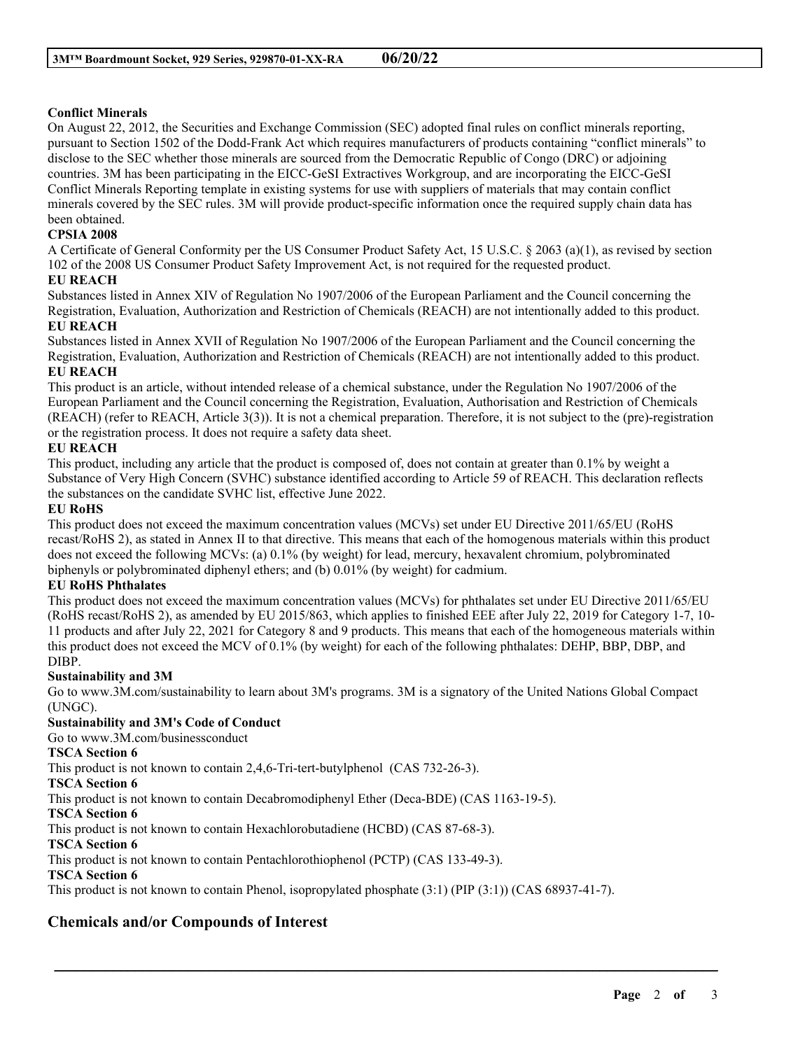**Conflict Minerals**

On August 22, 2012, the Securities and Exchange Commission (SEC) adopted final rules on conflict minerals reporting, pursuant to Section 1502 of the Dodd-Frank Act which requires manufacturers of products containing "conflict minerals" to disclose to the SEC whether those minerals are sourced from the Democratic Republic of Congo (DRC) or adjoining countries. 3M has been participating in the EICC-GeSI Extractives Workgroup, and are incorporating the EICC-GeSI Conflict Minerals Reporting template in existing systems for use with suppliers of materials that may contain conflict minerals covered by the SEC rules. 3M will provide product-specific information once the required supply chain data has been obtained.

**CPSIA 2008**

A Certificate of General Conformity per the US Consumer Product Safety Act, 15 U.S.C. § 2063 (a)(1), as revised by section 102 of the 2008 US Consumer Product Safety Improvement Act, is not required for the requested product.

**EU REACH**

Substances listed in Annex XIV of Regulation No 1907/2006 of the European Parliament and the Council concerning the Registration, Evaluation, Authorization and Restriction of Chemicals (REACH) are not intentionally added to this product.

**EU REACH**

Substances listed in Annex XVII of Regulation No 1907/2006 of the European Parliament and the Council concerning the Registration, Evaluation, Authorization and Restriction of Chemicals (REACH) are not intentionally added to this product.

**EU REACH**

This product is an article, without intended release of a chemical substance, under the Regulation No 1907/2006 of the European Parliament and the Council concerning the Registration, Evaluation, Authorisation and Restriction of Chemicals (REACH) (refer to REACH, Article 3(3)). It is not a chemical preparation. Therefore, it is not subject to the (pre)-registration or the registration process. It does not require a safety data sheet.

**EU REACH**

This product, including any article that the product is composed of, does not contain at greater than 0.1% by weight a Substance of Very High Concern (SVHC) substance identified according to Article 59 of REACH. This declaration reflects the substances on the candidate SVHC list, effective June 2022.

**EU RoHS**

This product does not exceed the maximum concentration values (MCVs) set under EU Directive 2011/65/EU (RoHS recast/RoHS 2), as stated in Annex II to that directive. This means that each of the homogenous materials within this product does not exceed the following MCVs: (a) 0.1% (by weight) for lead, mercury, hexavalent chromium, polybrominated biphenyls or polybrominated diphenyl ethers; and (b) 0.01% (by weight) for cadmium.

**EU RoHS Phthalates**

This product does not exceed the maximum concentration values (MCVs) for phthalates set under EU Directive 2011/65/EU (RoHS recast/RoHS 2), as amended by EU 2015/863, which applies to finished EEE after July 22, 2019 for Category 1-7, 10-11 products and after July 22, 2021 for Category 8 and 9 products. This means that each of the homogeneous materials within this product does not exceed the MCV of 0.1% (by weight) for each of the following phthalates: DEHP, BBP, DBP, and DIBP.

**Sustainability and 3M**

Go to www.3M.com/sustainability to learn about 3M's programs. 3M is a signatory of the United Nations Global Compact (UNGC).

**Sustainability and 3M's Code of Conduct**

Go to www.3M.com/businessconduct

**TSCA Section 6**

This product is not known to contain 2,4,6-Tri-tert-butylphenol (CAS 732-26-3).

**TSCA Section 6**

This product is not known to contain Decabromodiphenyl Ether (Deca-BDE) (CAS 1163-19-5).

**TSCA Section 6**

This product is not known to contain Hexachlorobutadiene (HCBD) (CAS 87-68-3).

**TSCA Section 6**

This product is not known to contain Pentachlorothiophenol (PCTP) (CAS 133-49-3).

**TSCA Section 6**

This product is not known to contain Phenol, isopropylated phosphate (3:1) (PIP (3:1)) (CAS 68937-41-7).

## Chemicals and/or Compounds of Interest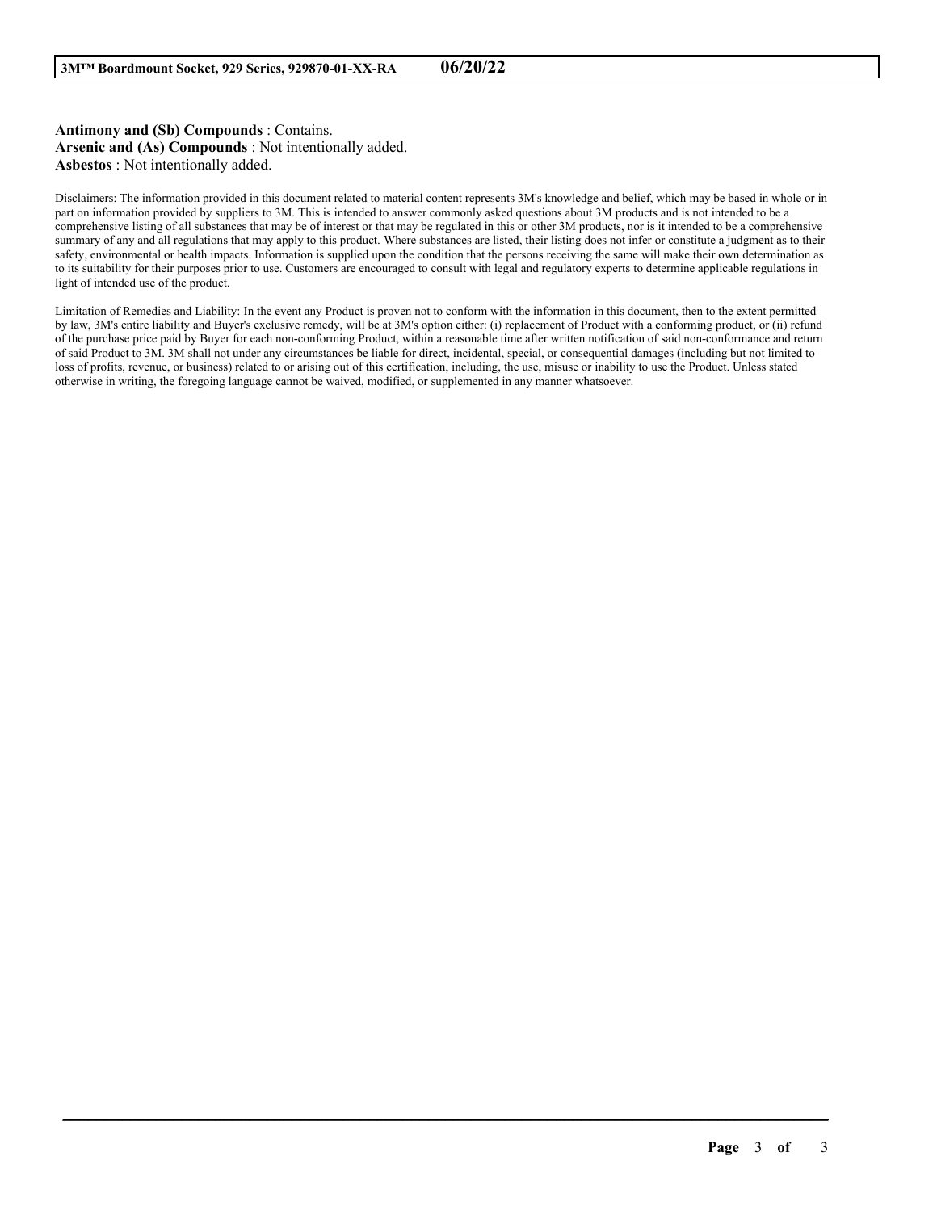**Antimony and (Sb) Compounds** : Contains.
**Arsenic and (As) Compounds** : Not intentionally added.
**Asbestos** : Not intentionally added.

Disclaimers: The information provided in this document related to material content represents 3M's knowledge and belief, which may be based in whole or in part on information provided by suppliers to 3M. This is intended to answer commonly asked questions about 3M products and is not intended to be a comprehensive listing of all substances that may be of interest or that may be regulated in this or other 3M products, nor is it intended to be a comprehensive summary of any and all regulations that may apply to this product. Where substances are listed, their listing does not infer or constitute a judgment as to their safety, environmental or health impacts. Information is supplied upon the condition that the persons receiving the same will make their own determination as to its suitability for their purposes prior to use. Customers are encouraged to consult with legal and regulatory experts to determine applicable regulations in light of intended use of the product.

Limitation of Remedies and Liability: In the event any Product is proven not to conform with the information in this document, then to the extent permitted by law, 3M's entire liability and Buyer's exclusive remedy, will be at 3M's option either: (i) replacement of Product with a conforming product, or (ii) refund of the purchase price paid by Buyer for each non-conforming Product, within a reasonable time after written notification of said non-conformance and return of said Product to 3M. 3M shall not under any circumstances be liable for direct, incidental, special, or consequential damages (including but not limited to loss of profits, revenue, or business) related to or arising out of this certification, including, the use, misuse or inability to use the Product. Unless stated otherwise in writing, the foregoing language cannot be waived, modified, or supplemented in any manner whatsoever.